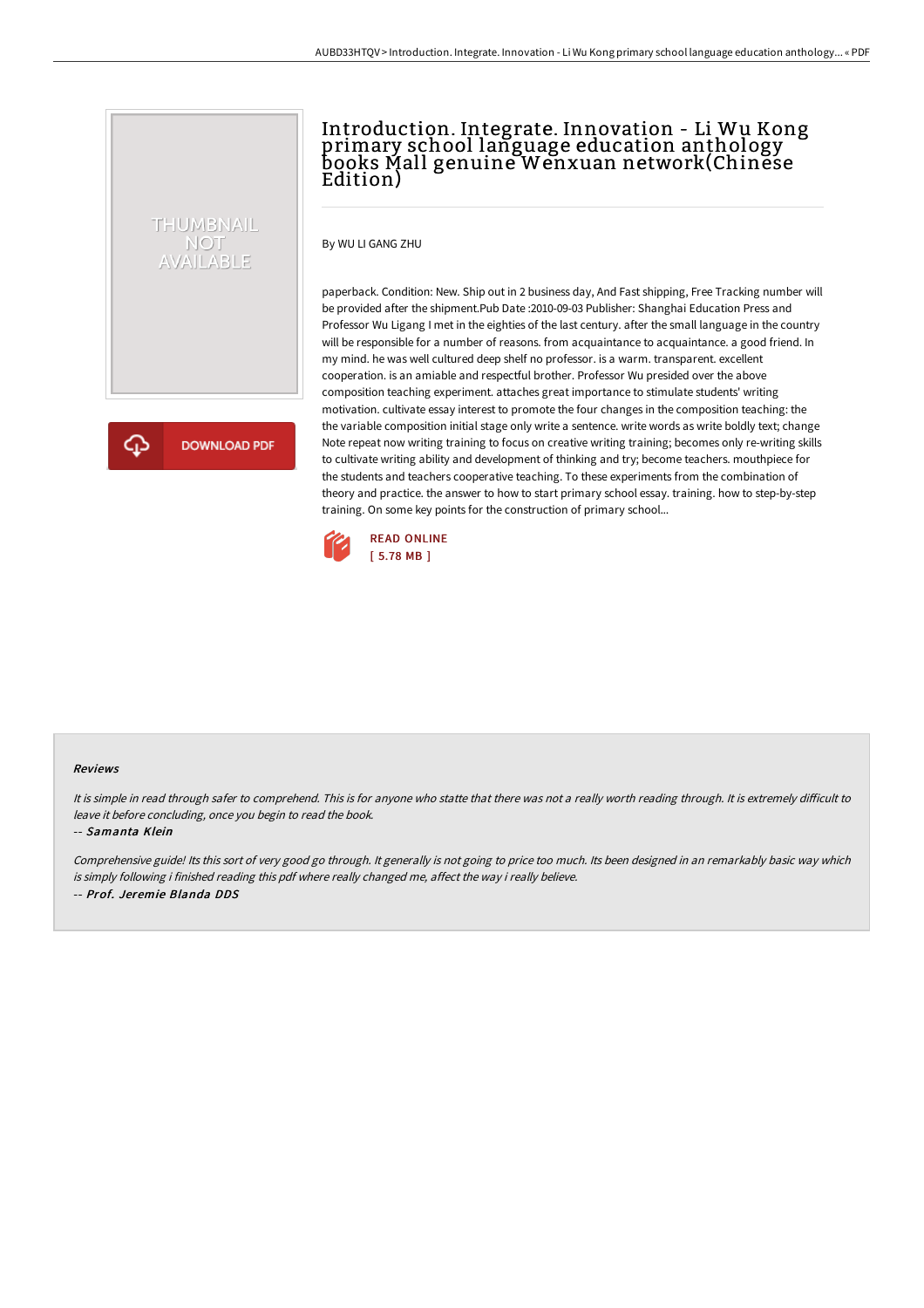# Introduction. Integrate. Innovation - Li Wu Kong primary school language education anthology books Mall genuine Wenxuan network(Chinese Edition)

By WU LI GANG ZHU

paperback. Condition: New. Ship out in 2 business day, And Fast shipping, Free Tracking number will be provided after the shipment.Pub Date :2010-09-03 Publisher: Shanghai Education Press and Professor Wu Ligang I met in the eighties of the last century. after the small language in the country will be responsible for a number of reasons. from acquaintance to acquaintance. a good friend. In my mind. he was well cultured deep shelf no professor. is a warm. transparent. excellent cooperation. is an amiable and respectful brother. Professor Wu presided over the above composition teaching experiment. attaches great importance to stimulate students' writing motivation. cultivate essay interest to promote the four changes in the composition teaching: the the variable composition initial stage only write a sentence. write words as write boldly text; change Note repeat now writing training to focus on creative writing training; becomes only re-writing skills to cultivate writing ability and development of thinking and try; become teachers. mouthpiece for the students and teachers cooperative teaching. To these experiments from the combination of theory and practice. the answer to how to start primary school essay. training. how to step-by-step training. On some key points for the construction of primary school...

READ ONLINE
[ 5.78 MB ]

### Reviews

*It is simple in read through safer to comprehend. This is for anyone who statte that there was not a really worth reading through. It is extremely difficult to leave it before concluding, once you begin to read the book.*

-- *Samanta Klein*

*Comprehensive guide! Its this sort of very good go through. It generally is not going to price too much. Its been designed in an remarkably basic way which is simply following i finished reading this pdf where really changed me, affect the way i really believe.*

-- *Prof. Jeremie Blanda DDS*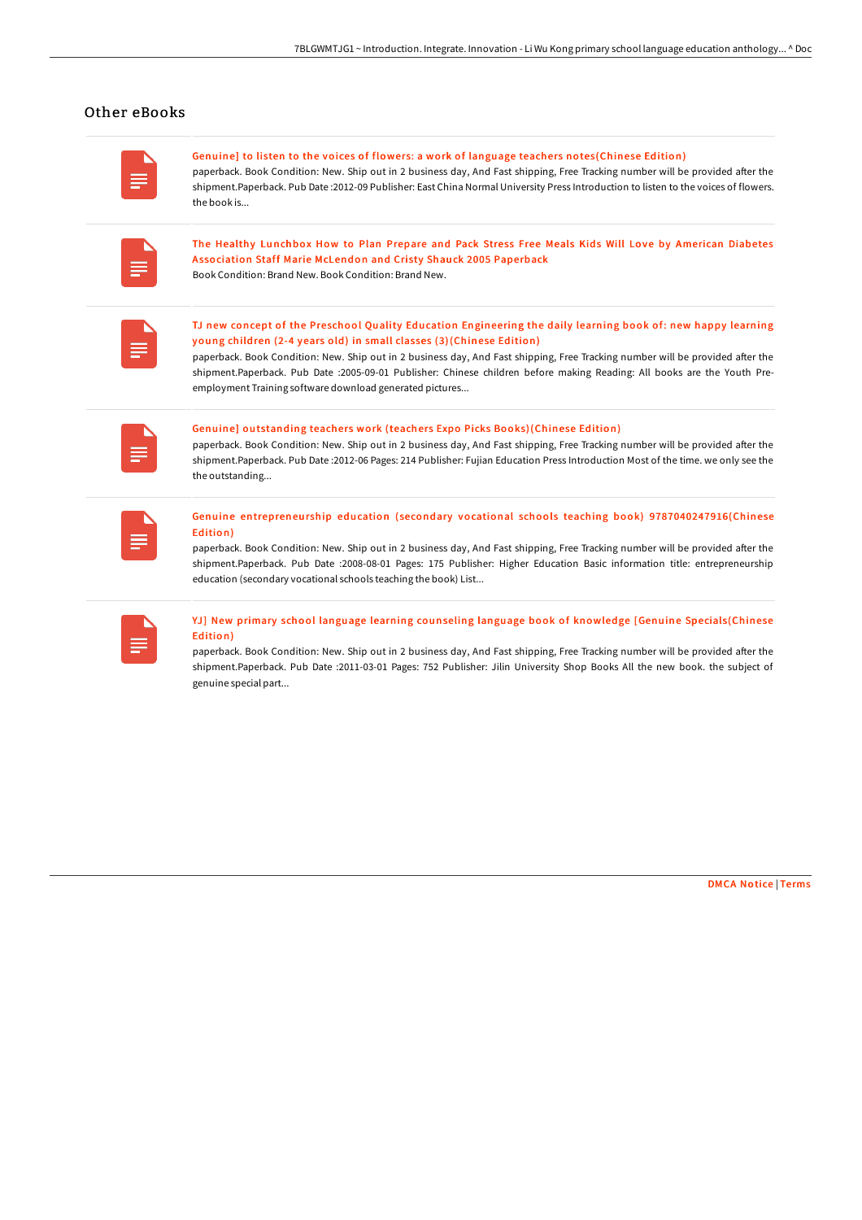## Other eBooks

**Genuine] to listen to the voices of flowers: a work of language teachers notes(Chinese Edition)**

paperback. Book Condition: New. Ship out in 2 business day, And Fast shipping, Free Tracking number will be provided after the shipment.Paperback. Pub Date :2012-09 Publisher: East China Normal University Press Introduction to listen to the voices of flowers. the book is...

**The Healthy Lunchbox How to Plan Prepare and Pack Stress Free Meals Kids Will Love by American Diabetes Association Staff Marie McLendon and Cristy Shauck 2005 Paperback**

Book Condition: Brand New. Book Condition: Brand New.

**TJ new concept of the Preschool Quality Education Engineering the daily learning book of: new happy learning young children (2-4 years old) in small classes (3)(Chinese Edition)**

paperback. Book Condition: New. Ship out in 2 business day, And Fast shipping, Free Tracking number will be provided after the shipment.Paperback. Pub Date :2005-09-01 Publisher: Chinese children before making Reading: All books are the Youth Pre-employment Training software download generated pictures...

**Genuine] outstanding teachers work (teachers Expo Picks Books)(Chinese Edition)**

paperback. Book Condition: New. Ship out in 2 business day, And Fast shipping, Free Tracking number will be provided after the shipment.Paperback. Pub Date :2012-06 Pages: 214 Publisher: Fujian Education Press Introduction Most of the time. we only see the the outstanding...

**Genuine entrepreneurship education (secondary vocational schools teaching book) 9787040247916(Chinese Edition)**

paperback. Book Condition: New. Ship out in 2 business day, And Fast shipping, Free Tracking number will be provided after the shipment.Paperback. Pub Date :2008-08-01 Pages: 175 Publisher: Higher Education Basic information title: entrepreneurship education (secondary vocational schools teaching the book) List...

**YJ] New primary school language learning counseling language book of knowledge [Genuine Specials(Chinese Edition)**

paperback. Book Condition: New. Ship out in 2 business day, And Fast shipping, Free Tracking number will be provided after the shipment.Paperback. Pub Date :2011-03-01 Pages: 752 Publisher: Jilin University Shop Books All the new book. the subject of genuine special part...

DMCA Notice | Terms